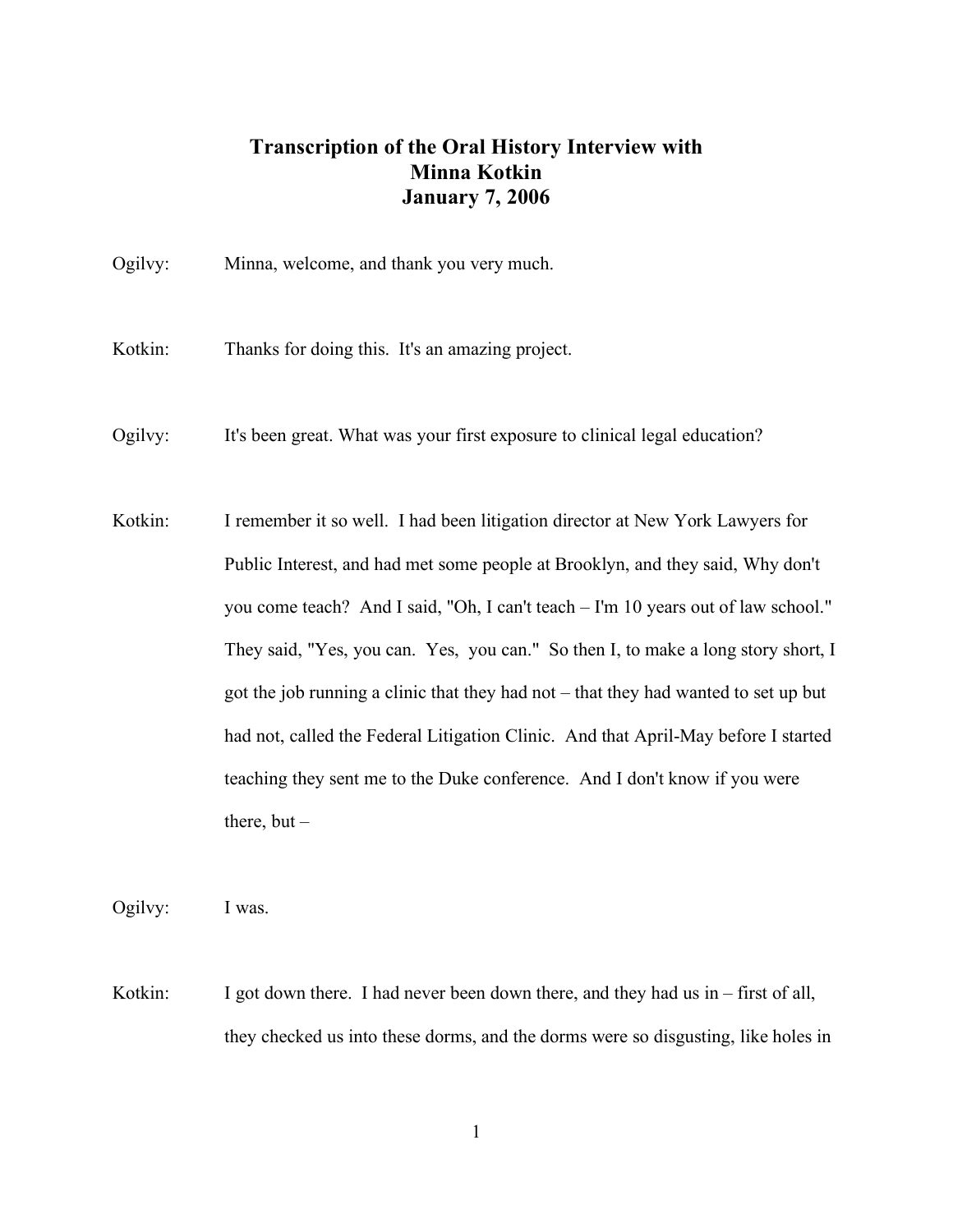# Transcription of the Oral History Interview with Minna Kotkin
## January 7, 2006

Ogilvy: Minna, welcome, and thank you very much.

Kotkin: Thanks for doing this. It's an amazing project.

Ogilvy: It's been great. What was your first exposure to clinical legal education?

Kotkin: I remember it so well. I had been litigation director at New York Lawyers for Public Interest, and had met some people at Brooklyn, and they said, Why don't you come teach? And I said, "Oh, I can't teach – I'm 10 years out of law school." They said, "Yes, you can. Yes, you can." So then I, to make a long story short, I got the job running a clinic that they had not – that they had wanted to set up but had not, called the Federal Litigation Clinic. And that April-May before I started teaching they sent me to the Duke conference. And I don't know if you were there, but –

Ogilvy: I was.

Kotkin: I got down there. I had never been down there, and they had us in – first of all, they checked us into these dorms, and the dorms were so disgusting, like holes in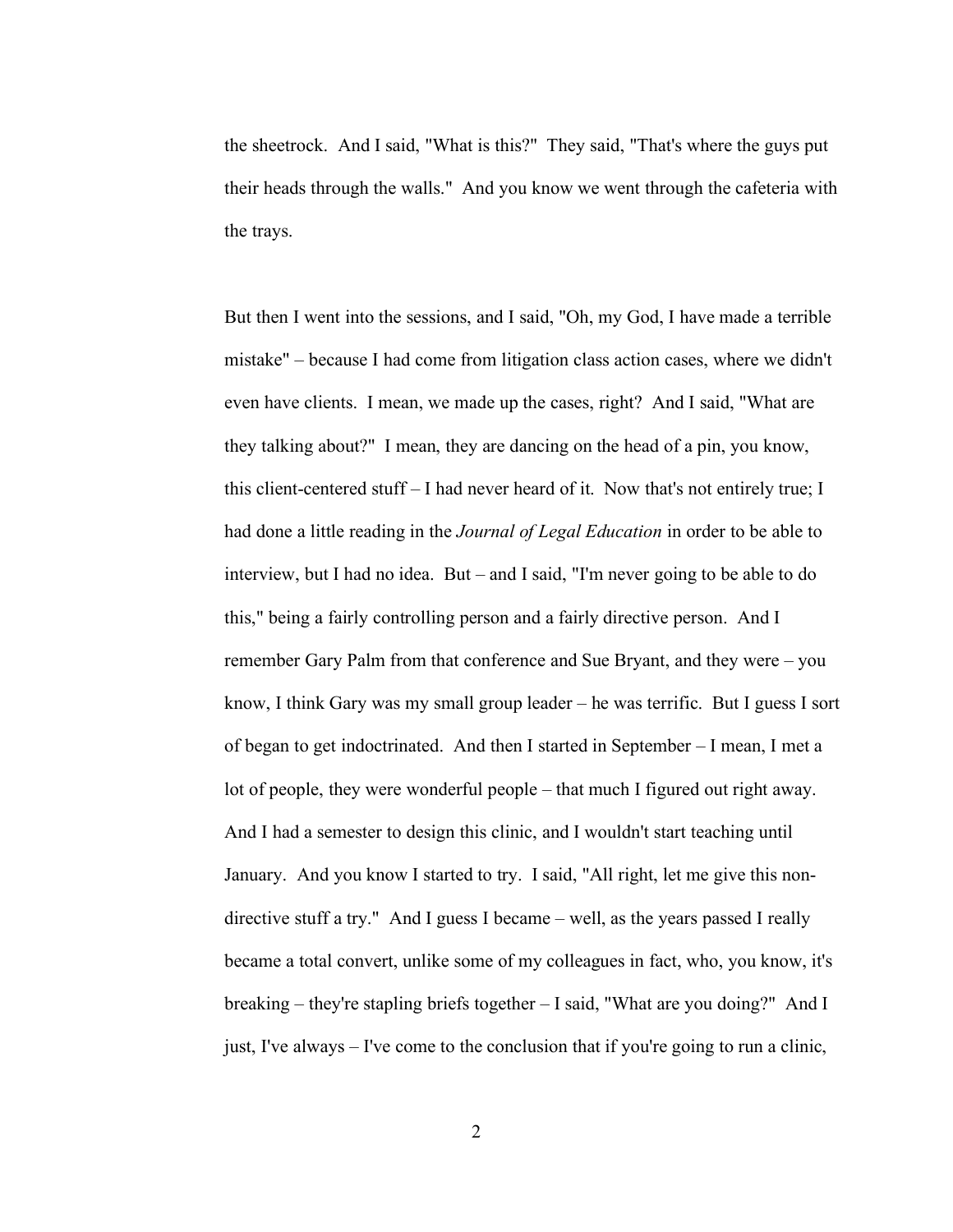the sheetrock. And I said, "What is this?" They said, "That's where the guys put their heads through the walls." And you know we went through the cafeteria with the trays.

But then I went into the sessions, and I said, "Oh, my God, I have made a terrible mistake" – because I had come from litigation class action cases, where we didn't even have clients. I mean, we made up the cases, right? And I said, "What are they talking about?" I mean, they are dancing on the head of a pin, you know, this client-centered stuff – I had never heard of it. Now that's not entirely true; I had done a little reading in the *Journal of Legal Education* in order to be able to interview, but I had no idea. But – and I said, "I'm never going to be able to do this," being a fairly controlling person and a fairly directive person. And I remember Gary Palm from that conference and Sue Bryant, and they were – you know, I think Gary was my small group leader – he was terrific. But I guess I sort of began to get indoctrinated. And then I started in September – I mean, I met a lot of people, they were wonderful people – that much I figured out right away. And I had a semester to design this clinic, and I wouldn't start teaching until January. And you know I started to try. I said, "All right, let me give this non-directive stuff a try." And I guess I became – well, as the years passed I really became a total convert, unlike some of my colleagues in fact, who, you know, it's breaking – they're stapling briefs together – I said, "What are you doing?" And I just, I've always – I've come to the conclusion that if you're going to run a clinic,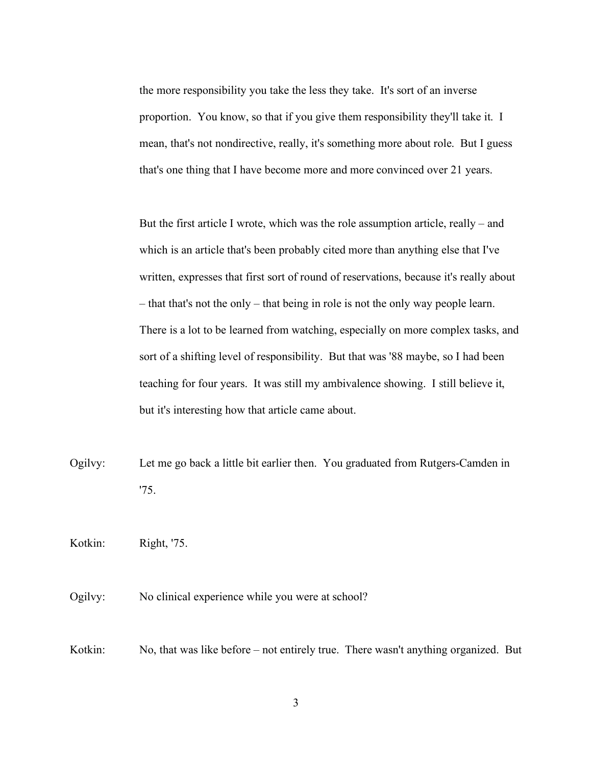the more responsibility you take the less they take. It's sort of an inverse proportion. You know, so that if you give them responsibility they'll take it. I mean, that's not nondirective, really, it's something more about role. But I guess that's one thing that I have become more and more convinced over 21 years.

But the first article I wrote, which was the role assumption article, really – and which is an article that's been probably cited more than anything else that I've written, expresses that first sort of round of reservations, because it's really about – that that's not the only – that being in role is not the only way people learn. There is a lot to be learned from watching, especially on more complex tasks, and sort of a shifting level of responsibility. But that was '88 maybe, so I had been teaching for four years. It was still my ambivalence showing. I still believe it, but it's interesting how that article came about.

Ogilvy: Let me go back a little bit earlier then. You graduated from Rutgers-Camden in '75.

Kotkin: Right, '75.

Ogilvy: No clinical experience while you were at school?

Kotkin: No, that was like before – not entirely true. There wasn't anything organized. But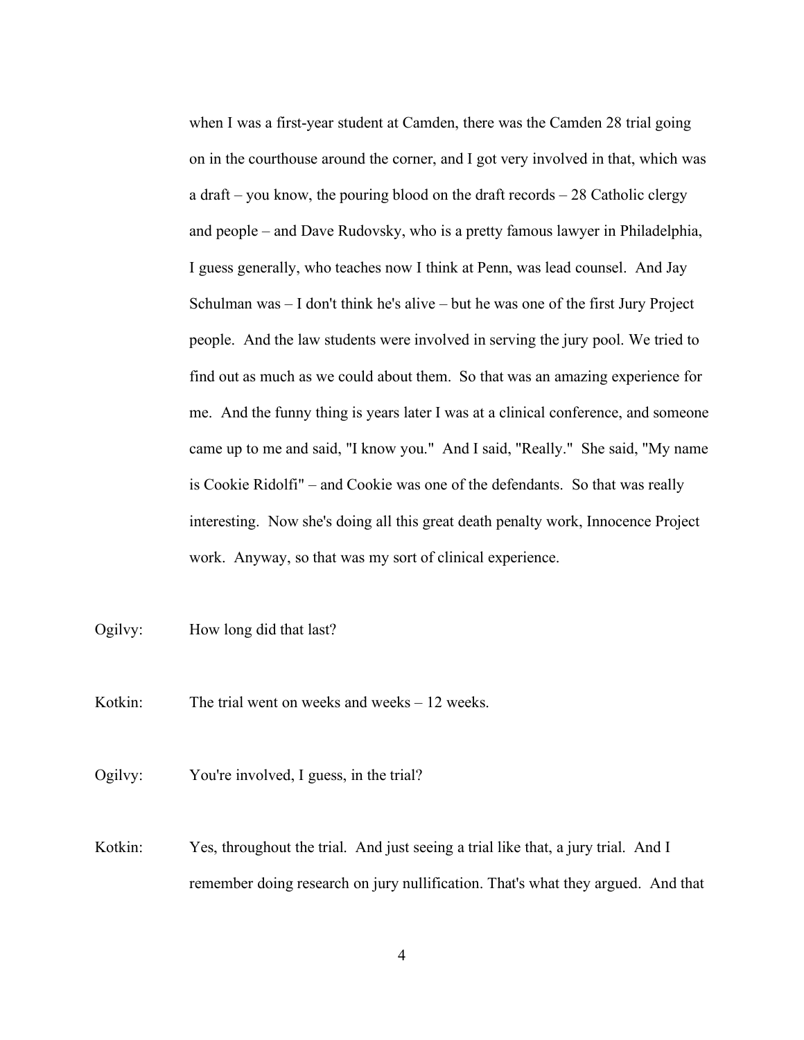when I was a first-year student at Camden, there was the Camden 28 trial going on in the courthouse around the corner, and I got very involved in that, which was a draft – you know, the pouring blood on the draft records – 28 Catholic clergy and people – and Dave Rudovsky, who is a pretty famous lawyer in Philadelphia, I guess generally, who teaches now I think at Penn, was lead counsel. And Jay Schulman was – I don't think he's alive – but he was one of the first Jury Project people. And the law students were involved in serving the jury pool. We tried to find out as much as we could about them. So that was an amazing experience for me. And the funny thing is years later I was at a clinical conference, and someone came up to me and said, "I know you." And I said, "Really." She said, "My name is Cookie Ridolfi" – and Cookie was one of the defendants. So that was really interesting. Now she's doing all this great death penalty work, Innocence Project work. Anyway, so that was my sort of clinical experience.

Ogilvy: How long did that last?

Kotkin: The trial went on weeks and weeks – 12 weeks.

Ogilvy: You're involved, I guess, in the trial?

Kotkin: Yes, throughout the trial. And just seeing a trial like that, a jury trial. And I remember doing research on jury nullification. That's what they argued. And that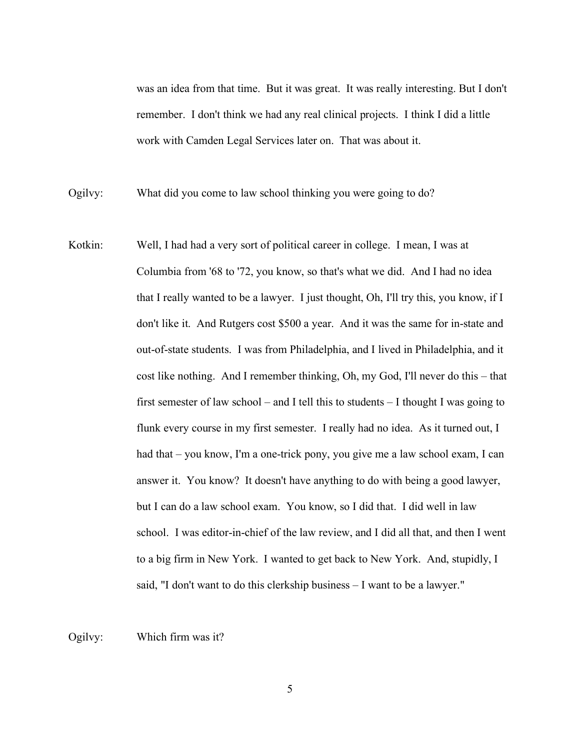was an idea from that time. But it was great. It was really interesting. But I don't remember. I don't think we had any real clinical projects. I think I did a little work with Camden Legal Services later on. That was about it.

Ogilvy: What did you come to law school thinking you were going to do?

Kotkin: Well, I had had a very sort of political career in college. I mean, I was at Columbia from '68 to '72, you know, so that's what we did. And I had no idea that I really wanted to be a lawyer. I just thought, Oh, I'll try this, you know, if I don't like it. And Rutgers cost $500 a year. And it was the same for in-state and out-of-state students. I was from Philadelphia, and I lived in Philadelphia, and it cost like nothing. And I remember thinking, Oh, my God, I'll never do this – that first semester of law school – and I tell this to students – I thought I was going to flunk every course in my first semester. I really had no idea. As it turned out, I had that – you know, I'm a one-trick pony, you give me a law school exam, I can answer it. You know? It doesn't have anything to do with being a good lawyer, but I can do a law school exam. You know, so I did that. I did well in law school. I was editor-in-chief of the law review, and I did all that, and then I went to a big firm in New York. I wanted to get back to New York. And, stupidly, I said, "I don't want to do this clerkship business – I want to be a lawyer."

Ogilvy: Which firm was it?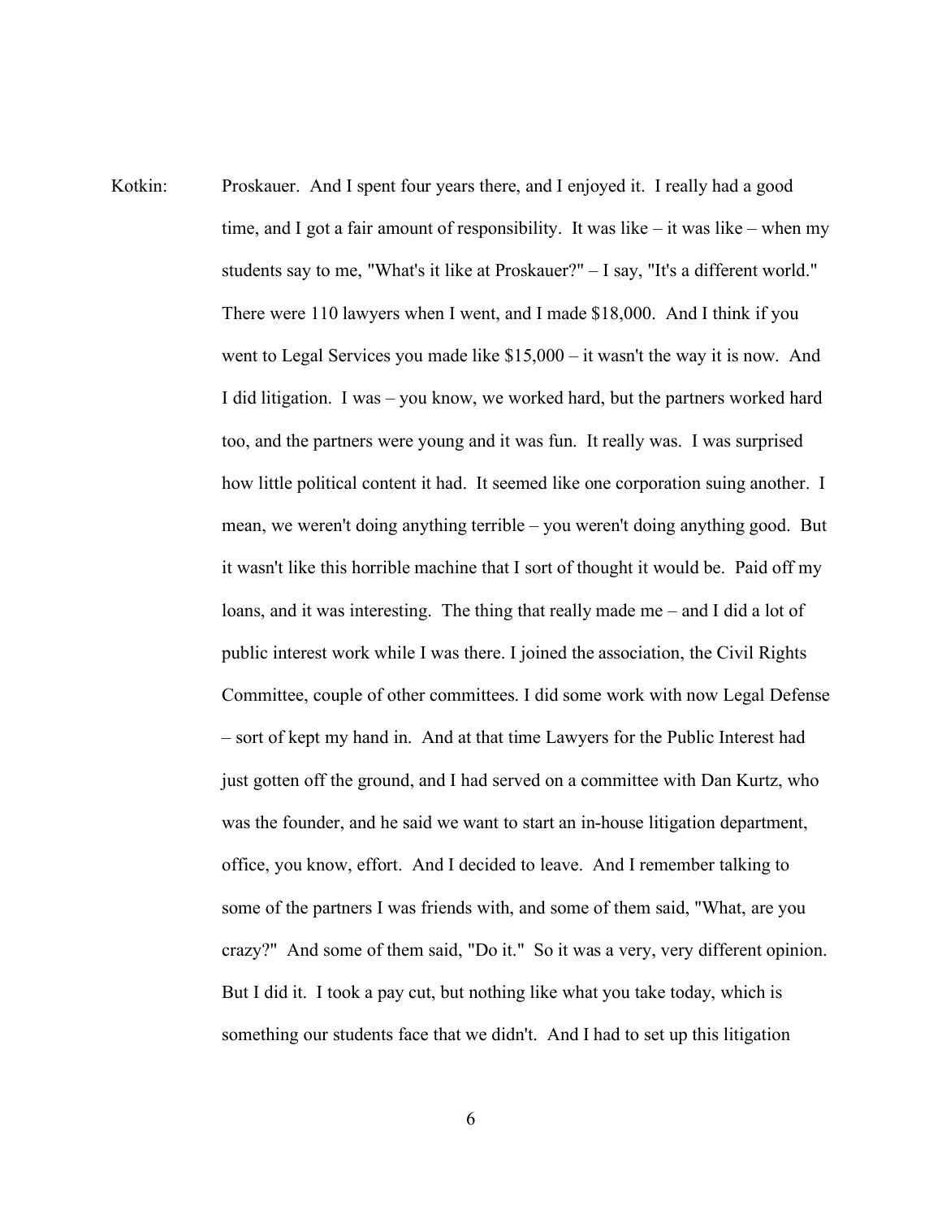Kotkin: Proskauer. And I spent four years there, and I enjoyed it. I really had a good time, and I got a fair amount of responsibility. It was like – it was like – when my students say to me, "What's it like at Proskauer?" – I say, "It's a different world." There were 110 lawyers when I went, and I made $18,000. And I think if you went to Legal Services you made like $15,000 – it wasn't the way it is now. And I did litigation. I was – you know, we worked hard, but the partners worked hard too, and the partners were young and it was fun. It really was. I was surprised how little political content it had. It seemed like one corporation suing another. I mean, we weren't doing anything terrible – you weren't doing anything good. But it wasn't like this horrible machine that I sort of thought it would be. Paid off my loans, and it was interesting. The thing that really made me – and I did a lot of public interest work while I was there. I joined the association, the Civil Rights Committee, couple of other committees. I did some work with now Legal Defense – sort of kept my hand in. And at that time Lawyers for the Public Interest had just gotten off the ground, and I had served on a committee with Dan Kurtz, who was the founder, and he said we want to start an in-house litigation department, office, you know, effort. And I decided to leave. And I remember talking to some of the partners I was friends with, and some of them said, "What, are you crazy?" And some of them said, "Do it." So it was a very, very different opinion. But I did it. I took a pay cut, but nothing like what you take today, which is something our students face that we didn't. And I had to set up this litigation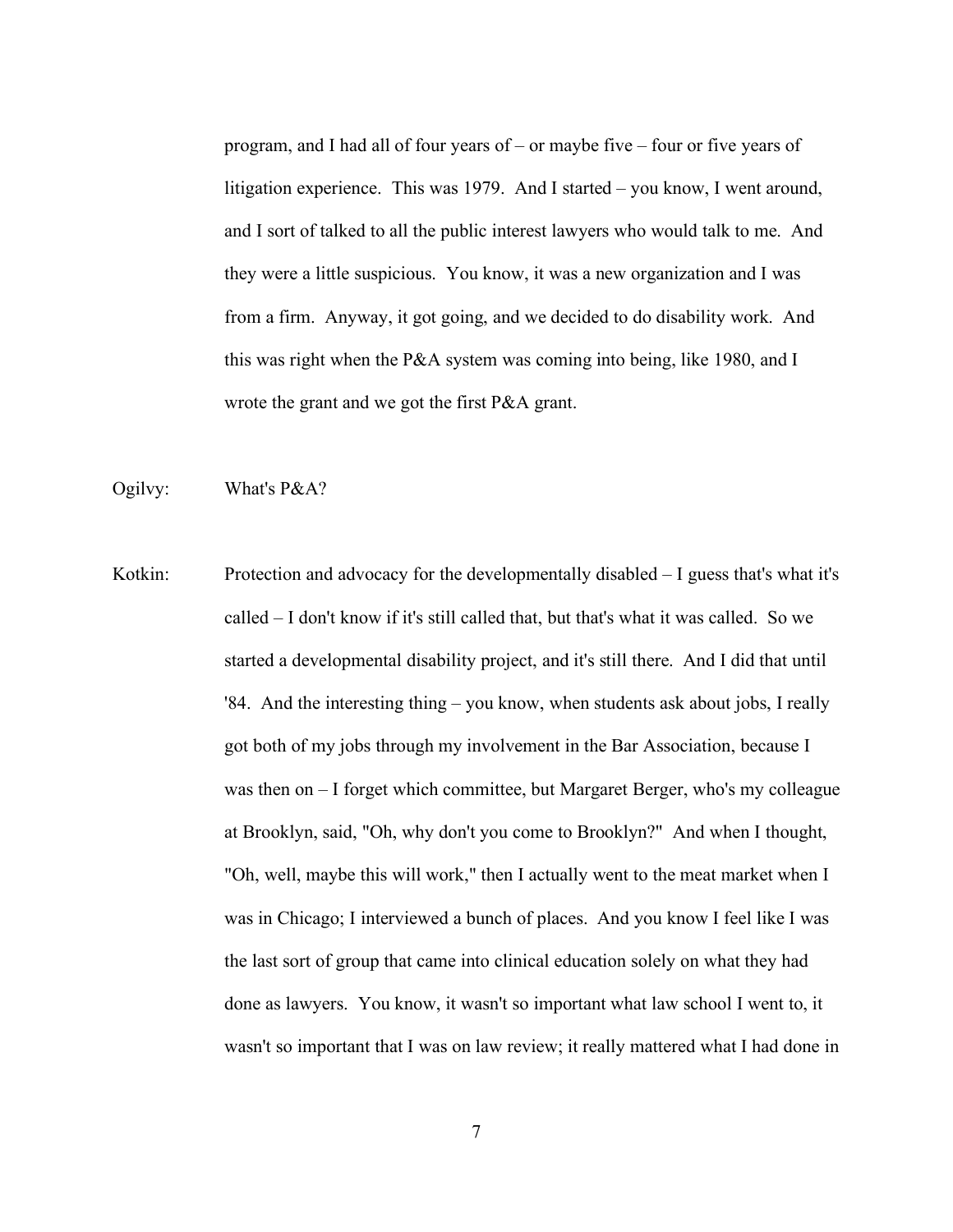program, and I had all of four years of – or maybe five – four or five years of litigation experience. This was 1979. And I started – you know, I went around, and I sort of talked to all the public interest lawyers who would talk to me. And they were a little suspicious. You know, it was a new organization and I was from a firm. Anyway, it got going, and we decided to do disability work. And this was right when the P&A system was coming into being, like 1980, and I wrote the grant and we got the first P&A grant.

Ogilvy: What's P&A?

Kotkin: Protection and advocacy for the developmentally disabled – I guess that's what it's called – I don't know if it's still called that, but that's what it was called. So we started a developmental disability project, and it's still there. And I did that until '84. And the interesting thing – you know, when students ask about jobs, I really got both of my jobs through my involvement in the Bar Association, because I was then on – I forget which committee, but Margaret Berger, who's my colleague at Brooklyn, said, "Oh, why don't you come to Brooklyn?" And when I thought, "Oh, well, maybe this will work," then I actually went to the meat market when I was in Chicago; I interviewed a bunch of places. And you know I feel like I was the last sort of group that came into clinical education solely on what they had done as lawyers. You know, it wasn't so important what law school I went to, it wasn't so important that I was on law review; it really mattered what I had done in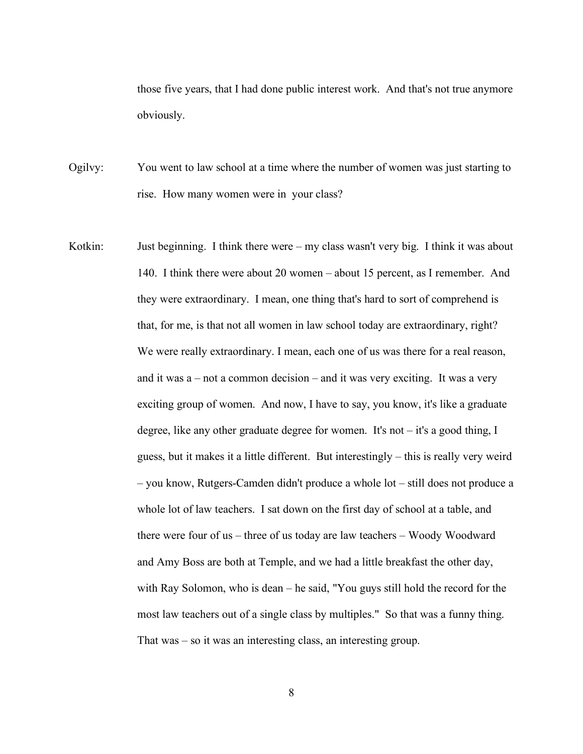those five years, that I had done public interest work. And that's not true anymore obviously.

Ogilvy: You went to law school at a time where the number of women was just starting to rise. How many women were in your class?

Kotkin: Just beginning. I think there were – my class wasn't very big. I think it was about 140. I think there were about 20 women – about 15 percent, as I remember. And they were extraordinary. I mean, one thing that's hard to sort of comprehend is that, for me, is that not all women in law school today are extraordinary, right? We were really extraordinary. I mean, each one of us was there for a real reason, and it was a – not a common decision – and it was very exciting. It was a very exciting group of women. And now, I have to say, you know, it's like a graduate degree, like any other graduate degree for women. It's not – it's a good thing, I guess, but it makes it a little different. But interestingly – this is really very weird – you know, Rutgers-Camden didn't produce a whole lot – still does not produce a whole lot of law teachers. I sat down on the first day of school at a table, and there were four of us – three of us today are law teachers – Woody Woodward and Amy Boss are both at Temple, and we had a little breakfast the other day, with Ray Solomon, who is dean – he said, "You guys still hold the record for the most law teachers out of a single class by multiples." So that was a funny thing. That was – so it was an interesting class, an interesting group.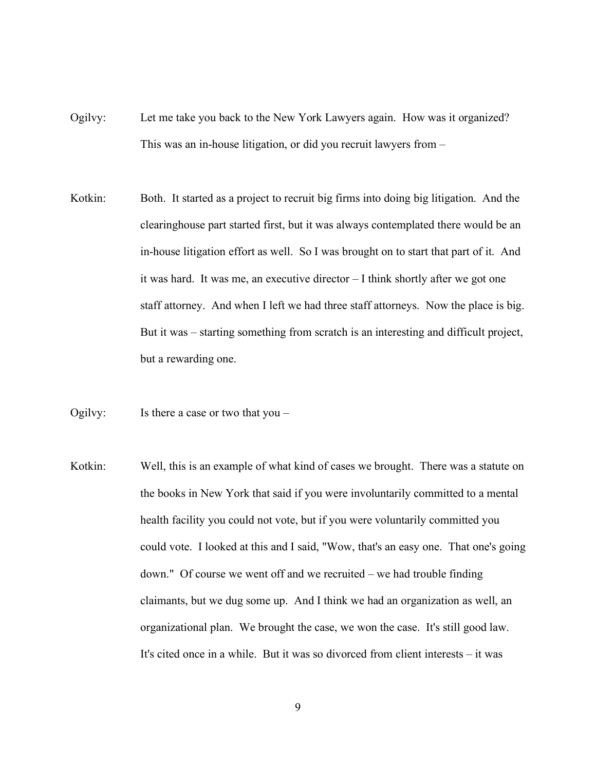Ogilvy: Let me take you back to the New York Lawyers again. How was it organized? This was an in-house litigation, or did you recruit lawyers from –

Kotkin: Both. It started as a project to recruit big firms into doing big litigation. And the clearinghouse part started first, but it was always contemplated there would be an in-house litigation effort as well. So I was brought on to start that part of it. And it was hard. It was me, an executive director – I think shortly after we got one staff attorney. And when I left we had three staff attorneys. Now the place is big. But it was – starting something from scratch is an interesting and difficult project, but a rewarding one.

Ogilvy: Is there a case or two that you –

Kotkin: Well, this is an example of what kind of cases we brought. There was a statute on the books in New York that said if you were involuntarily committed to a mental health facility you could not vote, but if you were voluntarily committed you could vote. I looked at this and I said, "Wow, that's an easy one. That one's going down." Of course we went off and we recruited – we had trouble finding claimants, but we dug some up. And I think we had an organization as well, an organizational plan. We brought the case, we won the case. It's still good law. It's cited once in a while. But it was so divorced from client interests – it was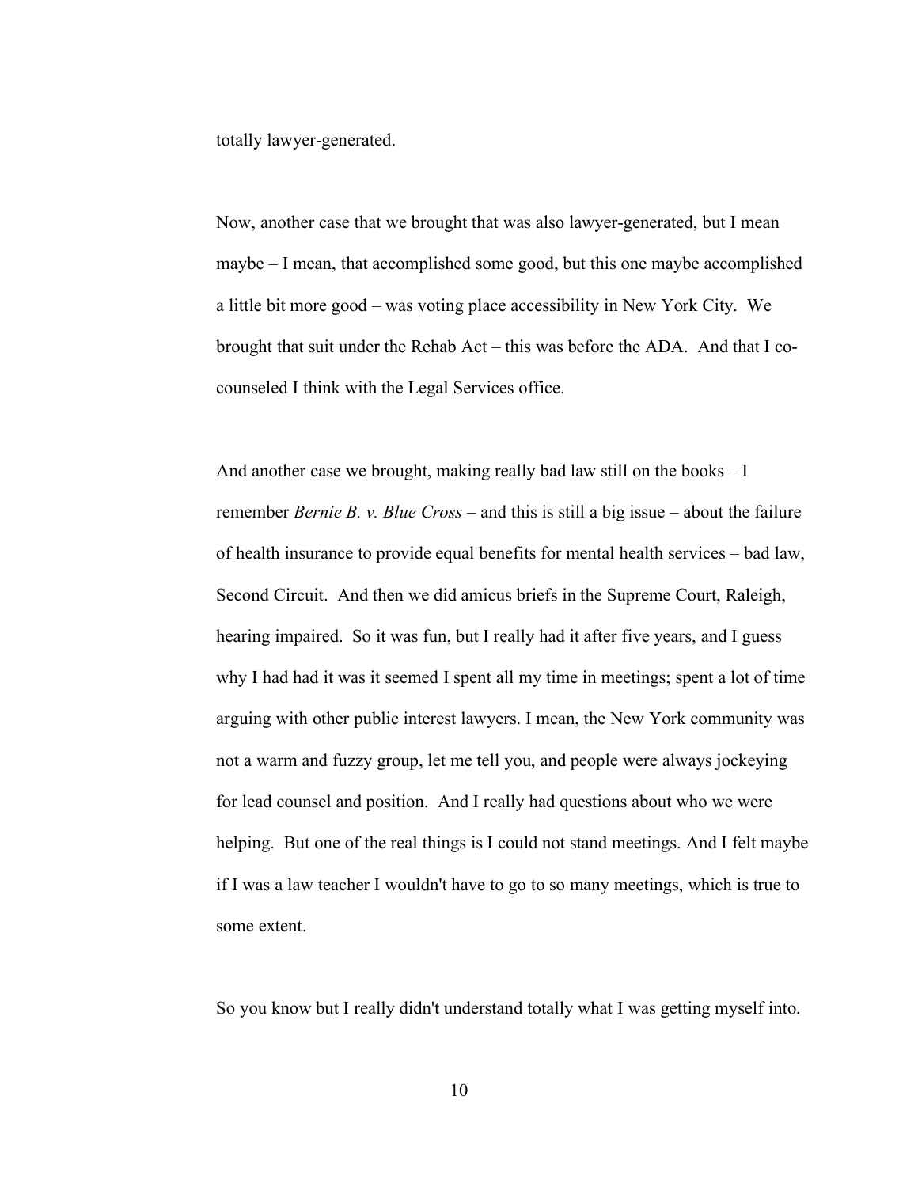totally lawyer-generated.

Now, another case that we brought that was also lawyer-generated, but I mean maybe – I mean, that accomplished some good, but this one maybe accomplished a little bit more good – was voting place accessibility in New York City. We brought that suit under the Rehab Act – this was before the ADA. And that I co-counseled I think with the Legal Services office.

And another case we brought, making really bad law still on the books – I remember *Bernie B. v. Blue Cross* – and this is still a big issue – about the failure of health insurance to provide equal benefits for mental health services – bad law, Second Circuit. And then we did amicus briefs in the Supreme Court, Raleigh, hearing impaired. So it was fun, but I really had it after five years, and I guess why I had had it was it seemed I spent all my time in meetings; spent a lot of time arguing with other public interest lawyers. I mean, the New York community was not a warm and fuzzy group, let me tell you, and people were always jockeying for lead counsel and position. And I really had questions about who we were helping. But one of the real things is I could not stand meetings. And I felt maybe if I was a law teacher I wouldn't have to go to so many meetings, which is true to some extent.

So you know but I really didn't understand totally what I was getting myself into.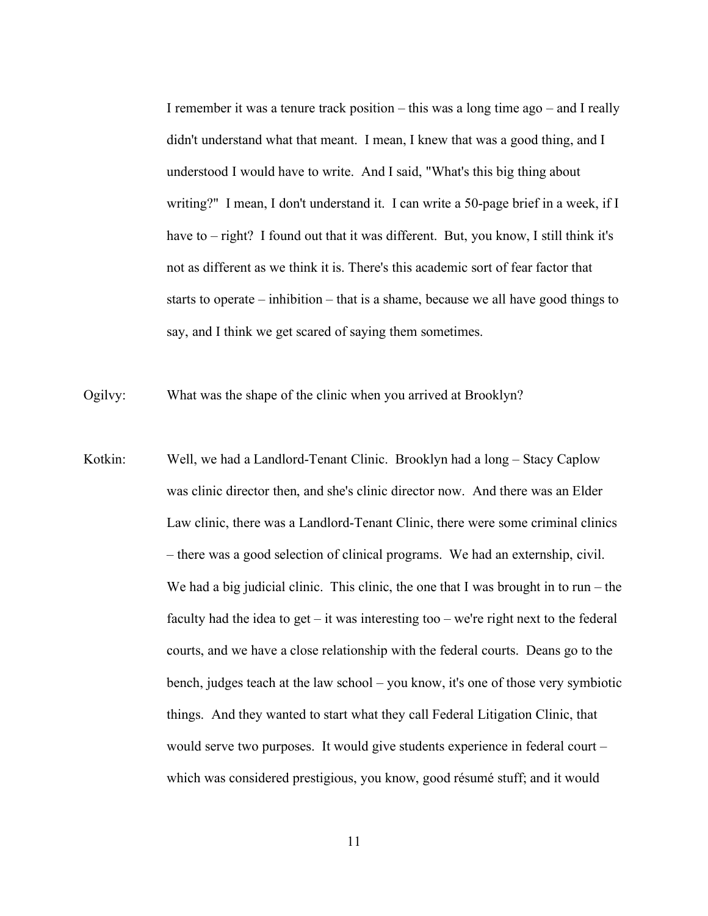I remember it was a tenure track position – this was a long time ago – and I really didn't understand what that meant. I mean, I knew that was a good thing, and I understood I would have to write. And I said, "What's this big thing about writing?" I mean, I don't understand it. I can write a 50-page brief in a week, if I have to – right? I found out that it was different. But, you know, I still think it's not as different as we think it is. There's this academic sort of fear factor that starts to operate – inhibition – that is a shame, because we all have good things to say, and I think we get scared of saying them sometimes.

Ogilvy: What was the shape of the clinic when you arrived at Brooklyn?

Kotkin: Well, we had a Landlord-Tenant Clinic. Brooklyn had a long – Stacy Caplow was clinic director then, and she's clinic director now. And there was an Elder Law clinic, there was a Landlord-Tenant Clinic, there were some criminal clinics – there was a good selection of clinical programs. We had an externship, civil. We had a big judicial clinic. This clinic, the one that I was brought in to run – the faculty had the idea to get – it was interesting too – we're right next to the federal courts, and we have a close relationship with the federal courts. Deans go to the bench, judges teach at the law school – you know, it's one of those very symbiotic things. And they wanted to start what they call Federal Litigation Clinic, that would serve two purposes. It would give students experience in federal court – which was considered prestigious, you know, good résumé stuff; and it would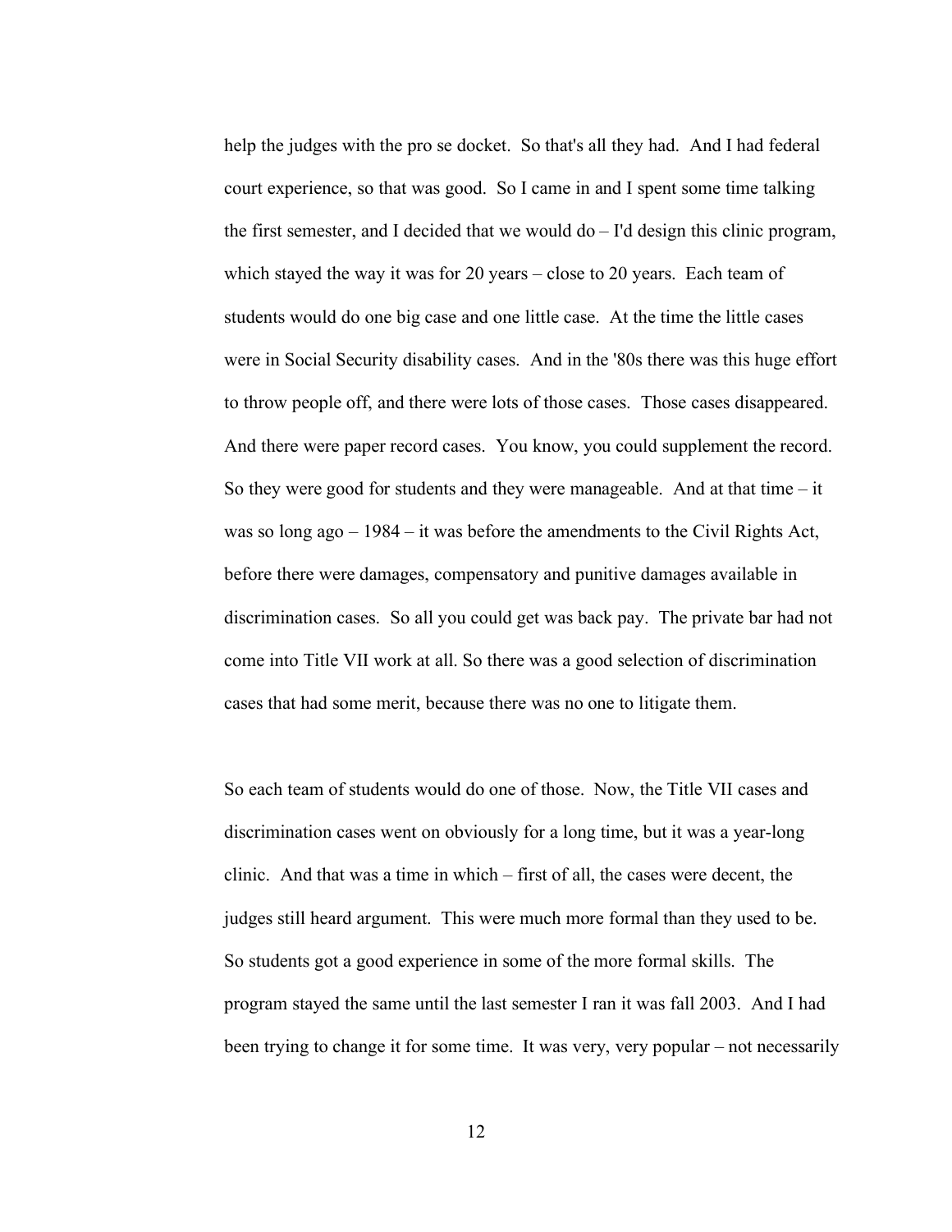help the judges with the pro se docket. So that's all they had. And I had federal court experience, so that was good. So I came in and I spent some time talking the first semester, and I decided that we would do – I'd design this clinic program, which stayed the way it was for 20 years – close to 20 years. Each team of students would do one big case and one little case. At the time the little cases were in Social Security disability cases. And in the '80s there was this huge effort to throw people off, and there were lots of those cases. Those cases disappeared. And there were paper record cases. You know, you could supplement the record. So they were good for students and they were manageable. And at that time – it was so long ago – 1984 – it was before the amendments to the Civil Rights Act, before there were damages, compensatory and punitive damages available in discrimination cases. So all you could get was back pay. The private bar had not come into Title VII work at all. So there was a good selection of discrimination cases that had some merit, because there was no one to litigate them.

So each team of students would do one of those. Now, the Title VII cases and discrimination cases went on obviously for a long time, but it was a year-long clinic. And that was a time in which – first of all, the cases were decent, the judges still heard argument. This were much more formal than they used to be. So students got a good experience in some of the more formal skills. The program stayed the same until the last semester I ran it was fall 2003. And I had been trying to change it for some time. It was very, very popular – not necessarily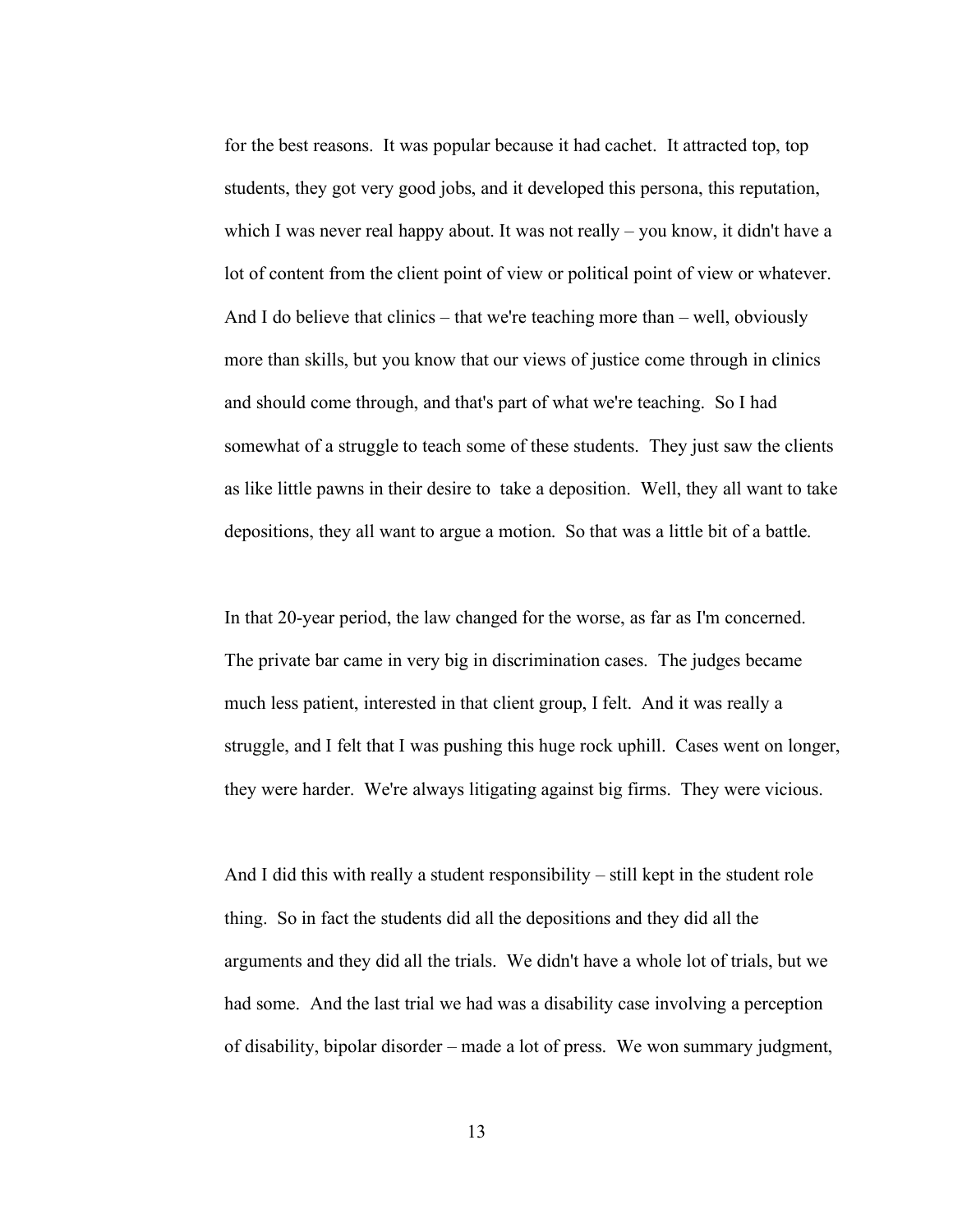for the best reasons. It was popular because it had cachet. It attracted top, top students, they got very good jobs, and it developed this persona, this reputation, which I was never real happy about. It was not really – you know, it didn't have a lot of content from the client point of view or political point of view or whatever. And I do believe that clinics – that we're teaching more than – well, obviously more than skills, but you know that our views of justice come through in clinics and should come through, and that's part of what we're teaching. So I had somewhat of a struggle to teach some of these students. They just saw the clients as like little pawns in their desire to take a deposition. Well, they all want to take depositions, they all want to argue a motion. So that was a little bit of a battle.

In that 20-year period, the law changed for the worse, as far as I'm concerned. The private bar came in very big in discrimination cases. The judges became much less patient, interested in that client group, I felt. And it was really a struggle, and I felt that I was pushing this huge rock uphill. Cases went on longer, they were harder. We're always litigating against big firms. They were vicious.

And I did this with really a student responsibility – still kept in the student role thing. So in fact the students did all the depositions and they did all the arguments and they did all the trials. We didn't have a whole lot of trials, but we had some. And the last trial we had was a disability case involving a perception of disability, bipolar disorder – made a lot of press. We won summary judgment,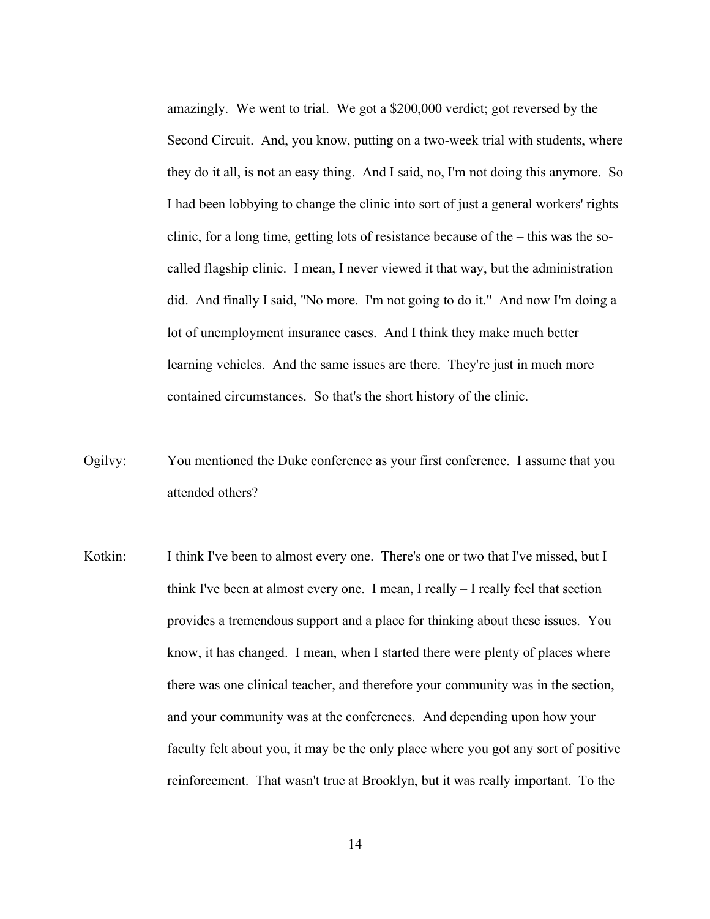amazingly. We went to trial. We got a $200,000 verdict; got reversed by the Second Circuit. And, you know, putting on a two-week trial with students, where they do it all, is not an easy thing. And I said, no, I'm not doing this anymore. So I had been lobbying to change the clinic into sort of just a general workers' rights clinic, for a long time, getting lots of resistance because of the – this was the so-called flagship clinic. I mean, I never viewed it that way, but the administration did. And finally I said, "No more. I'm not going to do it." And now I'm doing a lot of unemployment insurance cases. And I think they make much better learning vehicles. And the same issues are there. They're just in much more contained circumstances. So that's the short history of the clinic.

Ogilvy: You mentioned the Duke conference as your first conference. I assume that you attended others?

Kotkin: I think I've been to almost every one. There's one or two that I've missed, but I think I've been at almost every one. I mean, I really – I really feel that section provides a tremendous support and a place for thinking about these issues. You know, it has changed. I mean, when I started there were plenty of places where there was one clinical teacher, and therefore your community was in the section, and your community was at the conferences. And depending upon how your faculty felt about you, it may be the only place where you got any sort of positive reinforcement. That wasn't true at Brooklyn, but it was really important. To the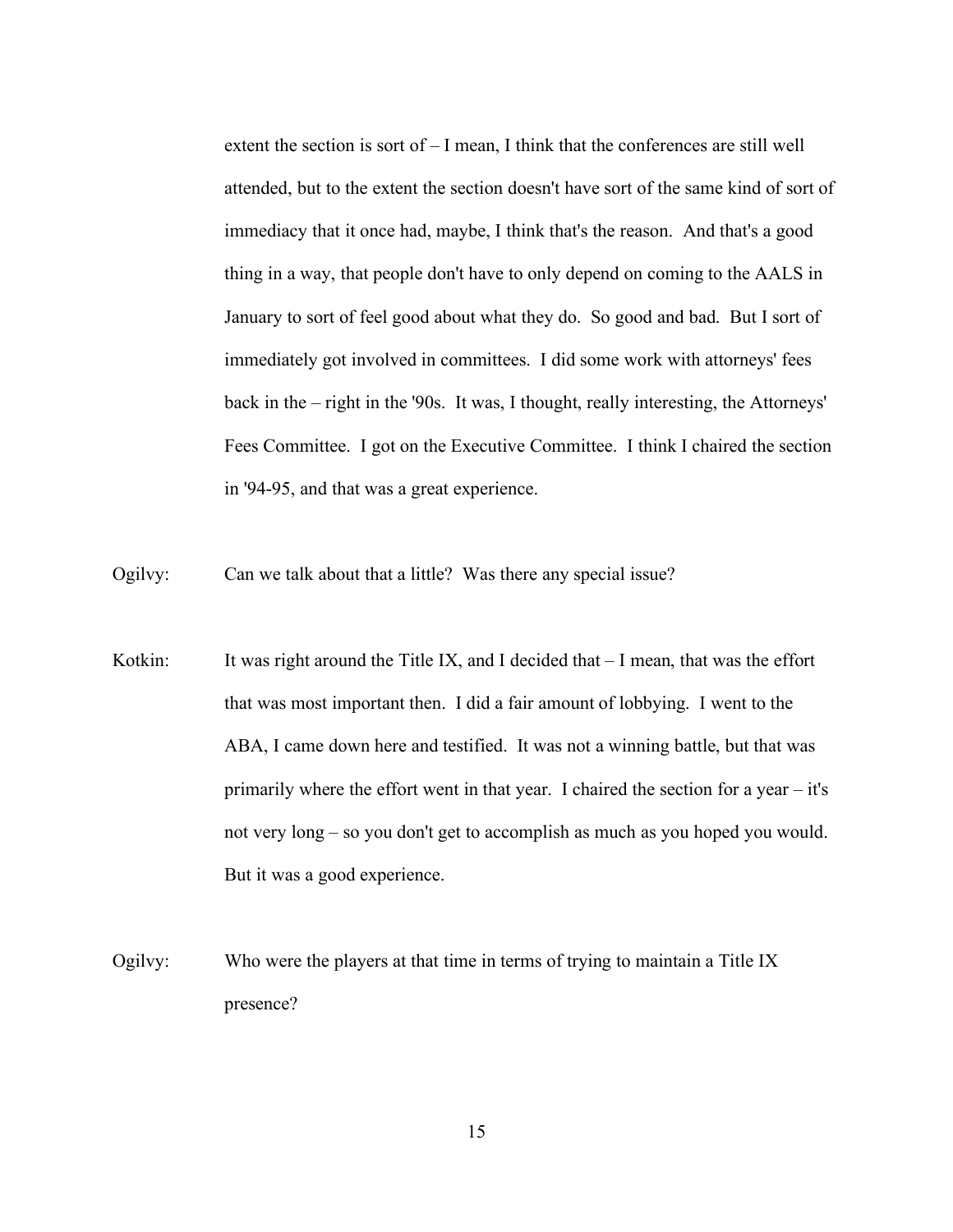extent the section is sort of – I mean, I think that the conferences are still well attended, but to the extent the section doesn't have sort of the same kind of sort of immediacy that it once had, maybe, I think that's the reason. And that's a good thing in a way, that people don't have to only depend on coming to the AALS in January to sort of feel good about what they do. So good and bad. But I sort of immediately got involved in committees. I did some work with attorneys' fees back in the – right in the '90s. It was, I thought, really interesting, the Attorneys' Fees Committee. I got on the Executive Committee. I think I chaired the section in '94-95, and that was a great experience.

Ogilvy: Can we talk about that a little? Was there any special issue?

Kotkin: It was right around the Title IX, and I decided that – I mean, that was the effort that was most important then. I did a fair amount of lobbying. I went to the ABA, I came down here and testified. It was not a winning battle, but that was primarily where the effort went in that year. I chaired the section for a year – it's not very long – so you don't get to accomplish as much as you hoped you would. But it was a good experience.

Ogilvy: Who were the players at that time in terms of trying to maintain a Title IX presence?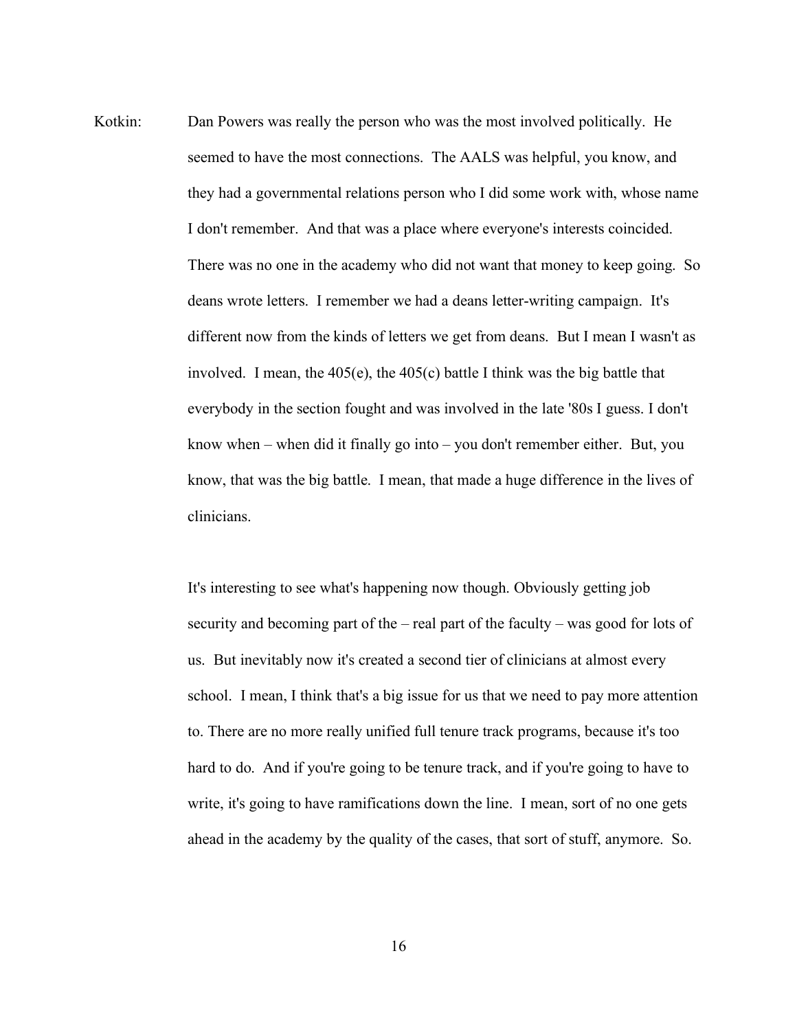Kotkin: Dan Powers was really the person who was the most involved politically. He seemed to have the most connections. The AALS was helpful, you know, and they had a governmental relations person who I did some work with, whose name I don't remember. And that was a place where everyone's interests coincided. There was no one in the academy who did not want that money to keep going. So deans wrote letters. I remember we had a deans letter-writing campaign. It's different now from the kinds of letters we get from deans. But I mean I wasn't as involved. I mean, the 405(e), the 405(c) battle I think was the big battle that everybody in the section fought and was involved in the late '80s I guess. I don't know when – when did it finally go into – you don't remember either. But, you know, that was the big battle. I mean, that made a huge difference in the lives of clinicians.

It's interesting to see what's happening now though. Obviously getting job security and becoming part of the – real part of the faculty – was good for lots of us. But inevitably now it's created a second tier of clinicians at almost every school. I mean, I think that's a big issue for us that we need to pay more attention to. There are no more really unified full tenure track programs, because it's too hard to do. And if you're going to be tenure track, and if you're going to have to write, it's going to have ramifications down the line. I mean, sort of no one gets ahead in the academy by the quality of the cases, that sort of stuff, anymore. So.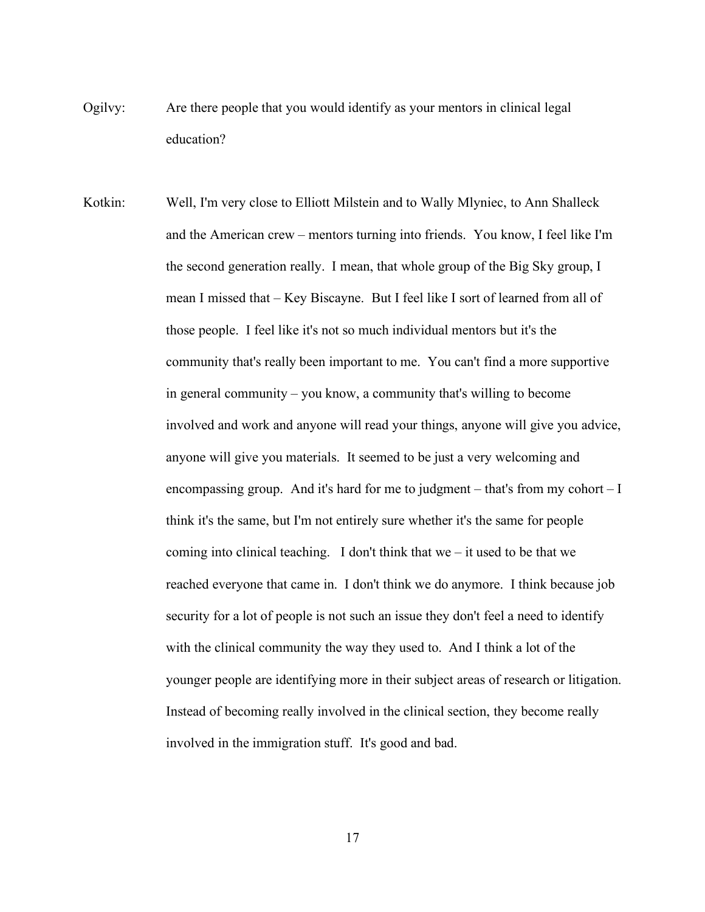Ogilvy: Are there people that you would identify as your mentors in clinical legal education?

Kotkin: Well, I'm very close to Elliott Milstein and to Wally Mlyniec, to Ann Shalleck and the American crew – mentors turning into friends. You know, I feel like I'm the second generation really. I mean, that whole group of the Big Sky group, I mean I missed that – Key Biscayne. But I feel like I sort of learned from all of those people. I feel like it's not so much individual mentors but it's the community that's really been important to me. You can't find a more supportive in general community – you know, a community that's willing to become involved and work and anyone will read your things, anyone will give you advice, anyone will give you materials. It seemed to be just a very welcoming and encompassing group. And it's hard for me to judgment – that's from my cohort – I think it's the same, but I'm not entirely sure whether it's the same for people coming into clinical teaching. I don't think that we – it used to be that we reached everyone that came in. I don't think we do anymore. I think because job security for a lot of people is not such an issue they don't feel a need to identify with the clinical community the way they used to. And I think a lot of the younger people are identifying more in their subject areas of research or litigation. Instead of becoming really involved in the clinical section, they become really involved in the immigration stuff. It's good and bad.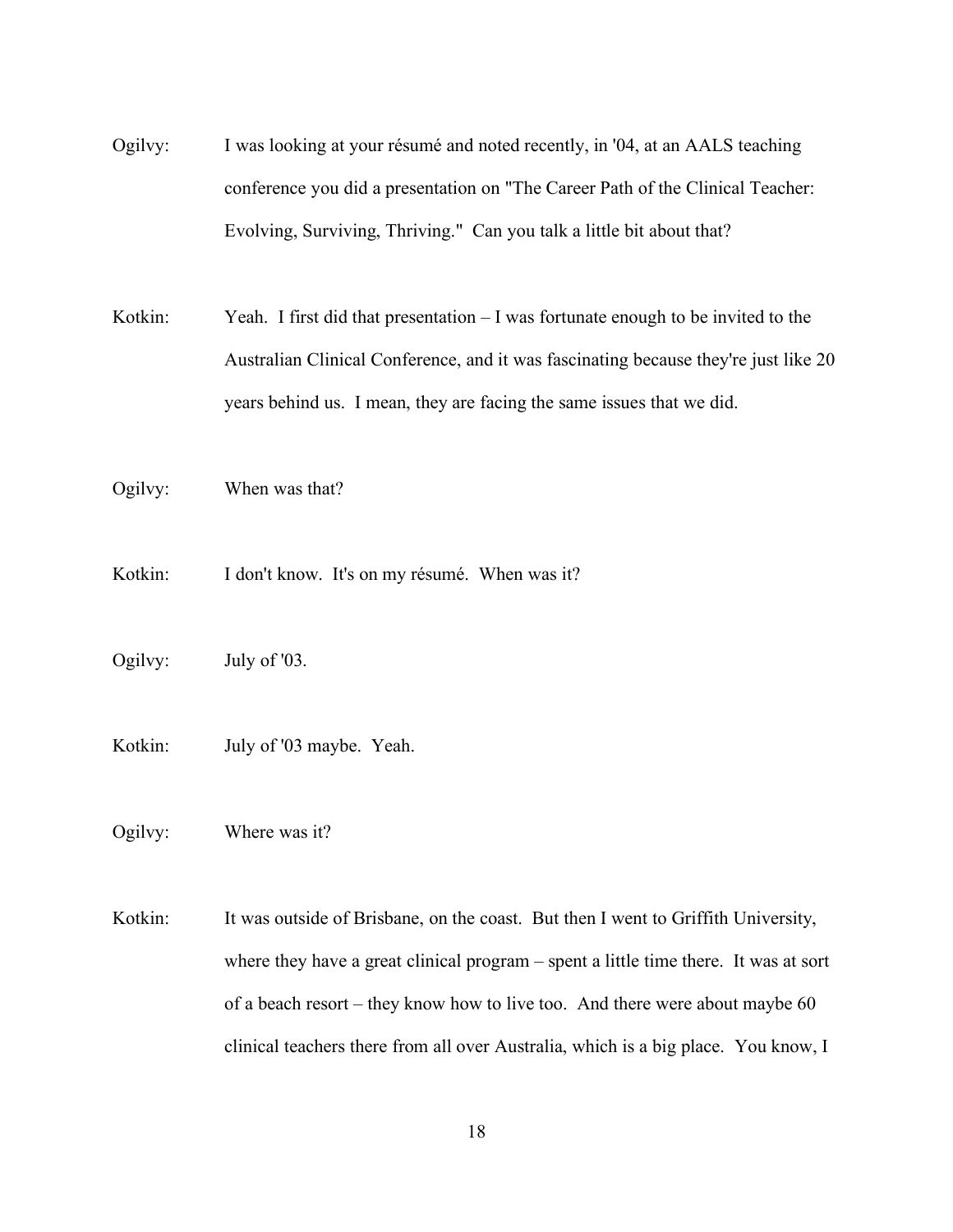Ogilvy: I was looking at your résumé and noted recently, in '04, at an AALS teaching conference you did a presentation on "The Career Path of the Clinical Teacher: Evolving, Surviving, Thriving." Can you talk a little bit about that?

Kotkin: Yeah. I first did that presentation – I was fortunate enough to be invited to the Australian Clinical Conference, and it was fascinating because they're just like 20 years behind us. I mean, they are facing the same issues that we did.

Ogilvy: When was that?

Kotkin: I don't know. It's on my résumé. When was it?

Ogilvy: July of '03.

Kotkin: July of '03 maybe. Yeah.

Ogilvy: Where was it?

Kotkin: It was outside of Brisbane, on the coast. But then I went to Griffith University, where they have a great clinical program – spent a little time there. It was at sort of a beach resort – they know how to live too. And there were about maybe 60 clinical teachers there from all over Australia, which is a big place. You know, I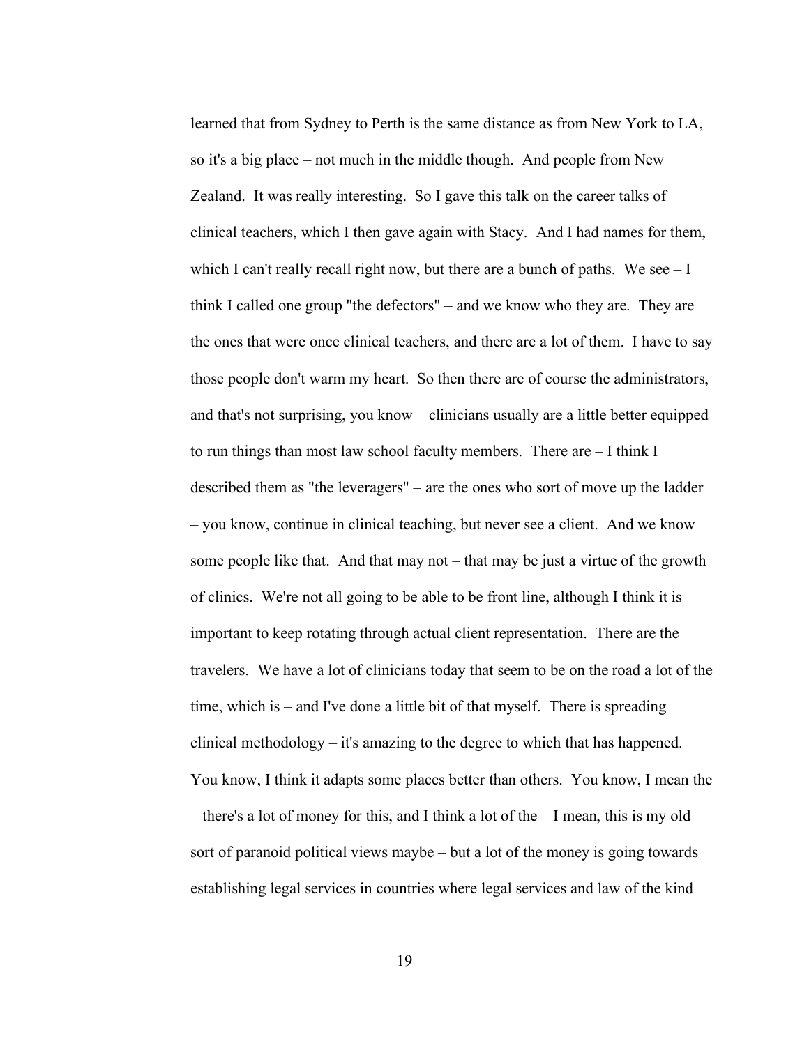learned that from Sydney to Perth is the same distance as from New York to LA, so it's a big place – not much in the middle though. And people from New Zealand. It was really interesting. So I gave this talk on the career talks of clinical teachers, which I then gave again with Stacy. And I had names for them, which I can't really recall right now, but there are a bunch of paths. We see – I think I called one group "the defectors" – and we know who they are. They are the ones that were once clinical teachers, and there are a lot of them. I have to say those people don't warm my heart. So then there are of course the administrators, and that's not surprising, you know – clinicians usually are a little better equipped to run things than most law school faculty members. There are – I think I described them as "the leveragers" – are the ones who sort of move up the ladder – you know, continue in clinical teaching, but never see a client. And we know some people like that. And that may not – that may be just a virtue of the growth of clinics. We're not all going to be able to be front line, although I think it is important to keep rotating through actual client representation. There are the travelers. We have a lot of clinicians today that seem to be on the road a lot of the time, which is – and I've done a little bit of that myself. There is spreading clinical methodology – it's amazing to the degree to which that has happened. You know, I think it adapts some places better than others. You know, I mean the – there's a lot of money for this, and I think a lot of the – I mean, this is my old sort of paranoid political views maybe – but a lot of the money is going towards establishing legal services in countries where legal services and law of the kind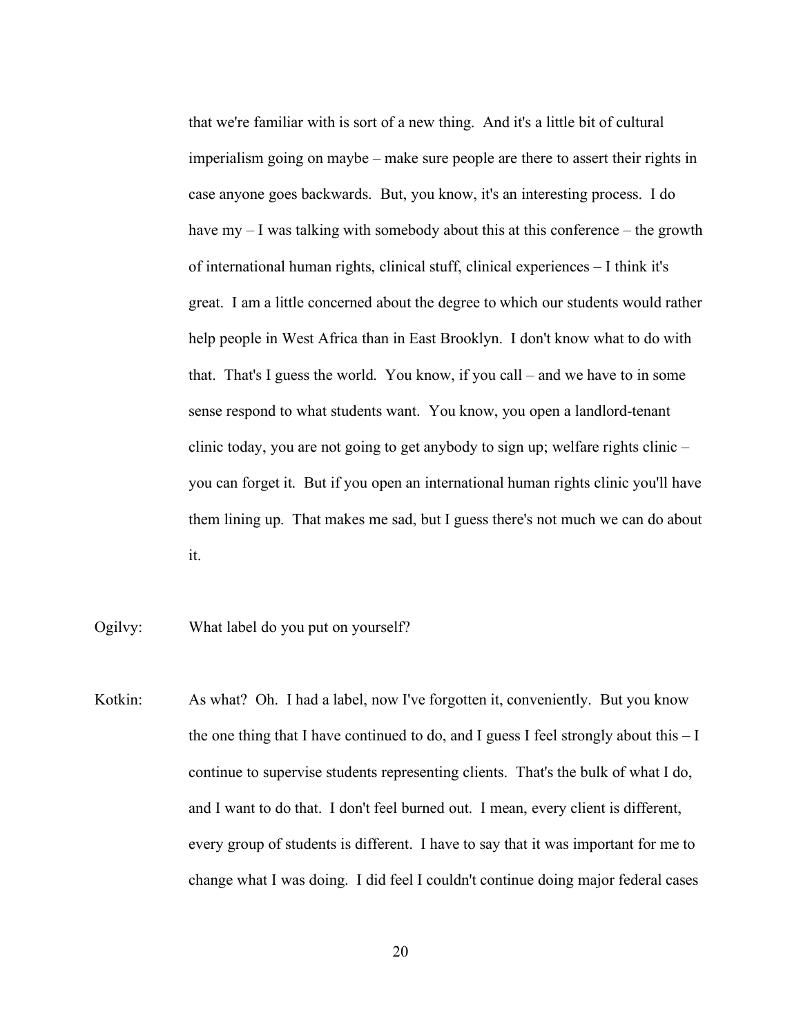that we're familiar with is sort of a new thing. And it's a little bit of cultural imperialism going on maybe – make sure people are there to assert their rights in case anyone goes backwards. But, you know, it's an interesting process. I do have my – I was talking with somebody about this at this conference – the growth of international human rights, clinical stuff, clinical experiences – I think it's great. I am a little concerned about the degree to which our students would rather help people in West Africa than in East Brooklyn. I don't know what to do with that. That's I guess the world. You know, if you call – and we have to in some sense respond to what students want. You know, you open a landlord-tenant clinic today, you are not going to get anybody to sign up; welfare rights clinic – you can forget it. But if you open an international human rights clinic you'll have them lining up. That makes me sad, but I guess there's not much we can do about it.

Ogilvy: What label do you put on yourself?

Kotkin: As what? Oh. I had a label, now I've forgotten it, conveniently. But you know the one thing that I have continued to do, and I guess I feel strongly about this – I continue to supervise students representing clients. That's the bulk of what I do, and I want to do that. I don't feel burned out. I mean, every client is different, every group of students is different. I have to say that it was important for me to change what I was doing. I did feel I couldn't continue doing major federal cases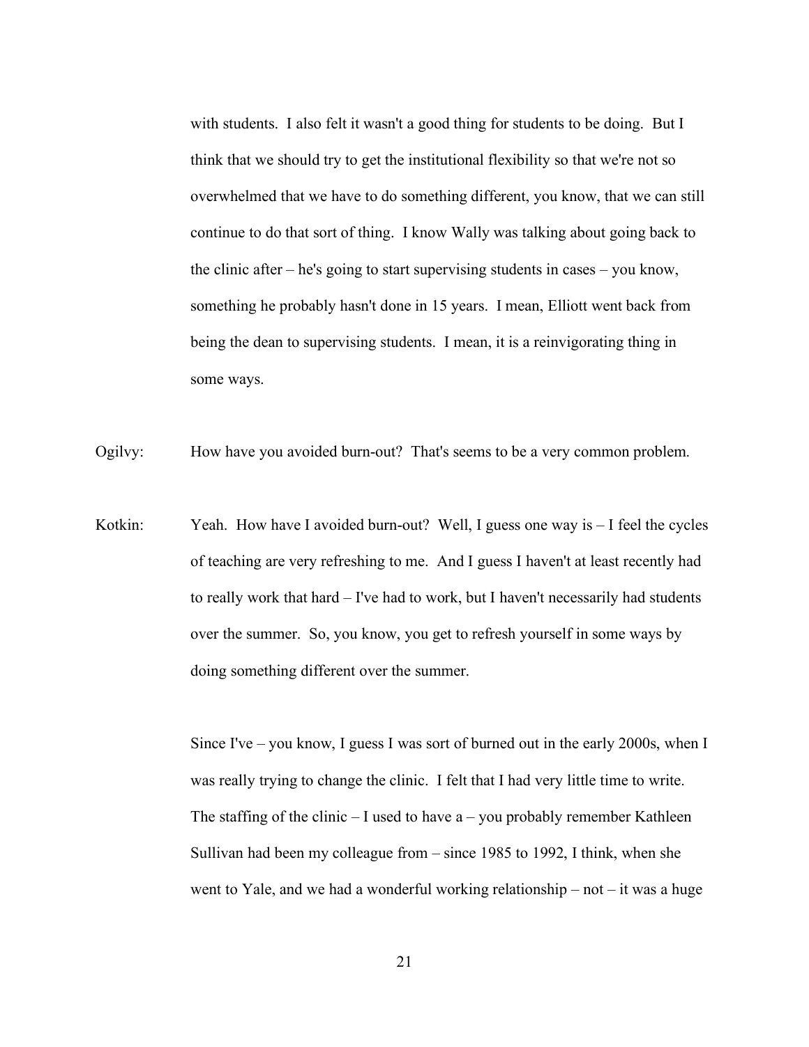with students. I also felt it wasn't a good thing for students to be doing. But I think that we should try to get the institutional flexibility so that we're not so overwhelmed that we have to do something different, you know, that we can still continue to do that sort of thing. I know Wally was talking about going back to the clinic after – he's going to start supervising students in cases – you know, something he probably hasn't done in 15 years. I mean, Elliott went back from being the dean to supervising students. I mean, it is a reinvigorating thing in some ways.

Ogilvy: How have you avoided burn-out? That's seems to be a very common problem.

Kotkin: Yeah. How have I avoided burn-out? Well, I guess one way is – I feel the cycles of teaching are very refreshing to me. And I guess I haven't at least recently had to really work that hard – I've had to work, but I haven't necessarily had students over the summer. So, you know, you get to refresh yourself in some ways by doing something different over the summer.

Since I've – you know, I guess I was sort of burned out in the early 2000s, when I was really trying to change the clinic. I felt that I had very little time to write. The staffing of the clinic – I used to have a – you probably remember Kathleen Sullivan had been my colleague from – since 1985 to 1992, I think, when she went to Yale, and we had a wonderful working relationship – not – it was a huge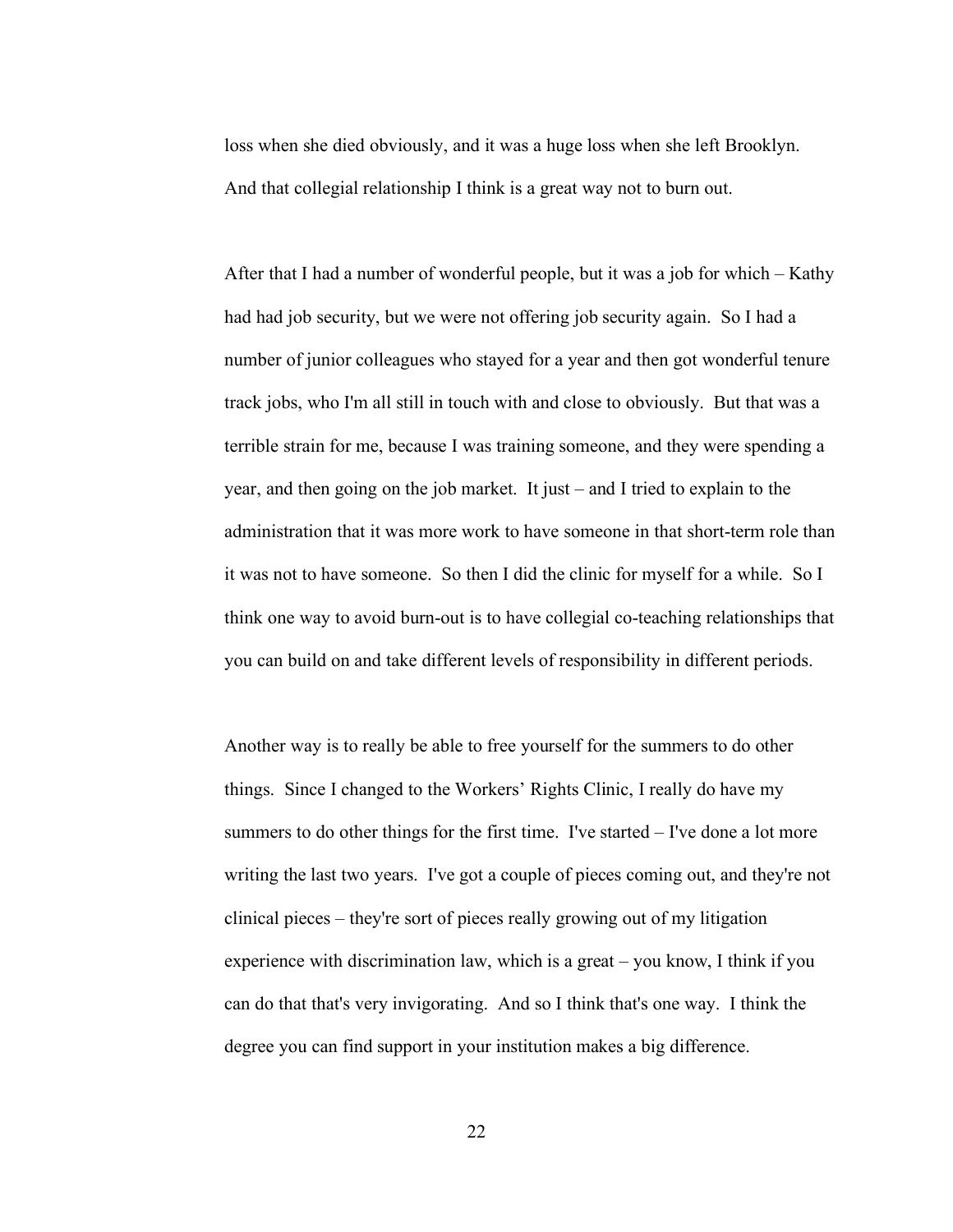loss when she died obviously, and it was a huge loss when she left Brooklyn. And that collegial relationship I think is a great way not to burn out.

After that I had a number of wonderful people, but it was a job for which – Kathy had had job security, but we were not offering job security again. So I had a number of junior colleagues who stayed for a year and then got wonderful tenure track jobs, who I'm all still in touch with and close to obviously. But that was a terrible strain for me, because I was training someone, and they were spending a year, and then going on the job market. It just – and I tried to explain to the administration that it was more work to have someone in that short-term role than it was not to have someone. So then I did the clinic for myself for a while. So I think one way to avoid burn-out is to have collegial co-teaching relationships that you can build on and take different levels of responsibility in different periods.

Another way is to really be able to free yourself for the summers to do other things. Since I changed to the Workers' Rights Clinic, I really do have my summers to do other things for the first time. I've started – I've done a lot more writing the last two years. I've got a couple of pieces coming out, and they're not clinical pieces – they're sort of pieces really growing out of my litigation experience with discrimination law, which is a great – you know, I think if you can do that that's very invigorating. And so I think that's one way. I think the degree you can find support in your institution makes a big difference.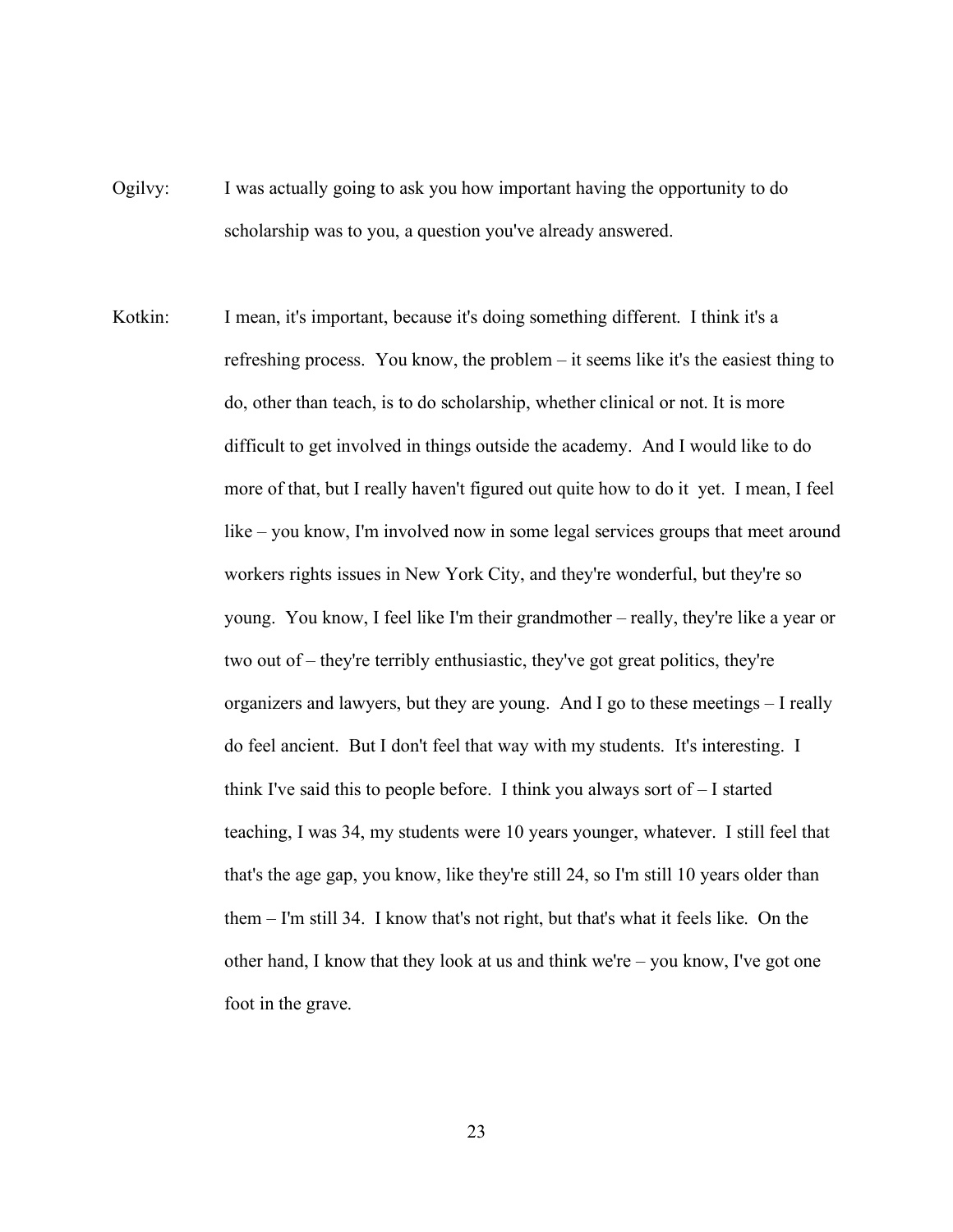Ogilvy: I was actually going to ask you how important having the opportunity to do scholarship was to you, a question you've already answered.

Kotkin: I mean, it's important, because it's doing something different. I think it's a refreshing process. You know, the problem – it seems like it's the easiest thing to do, other than teach, is to do scholarship, whether clinical or not. It is more difficult to get involved in things outside the academy. And I would like to do more of that, but I really haven't figured out quite how to do it yet. I mean, I feel like – you know, I'm involved now in some legal services groups that meet around workers rights issues in New York City, and they're wonderful, but they're so young. You know, I feel like I'm their grandmother – really, they're like a year or two out of – they're terribly enthusiastic, they've got great politics, they're organizers and lawyers, but they are young. And I go to these meetings – I really do feel ancient. But I don't feel that way with my students. It's interesting. I think I've said this to people before. I think you always sort of – I started teaching, I was 34, my students were 10 years younger, whatever. I still feel that that's the age gap, you know, like they're still 24, so I'm still 10 years older than them – I'm still 34. I know that's not right, but that's what it feels like. On the other hand, I know that they look at us and think we're – you know, I've got one foot in the grave.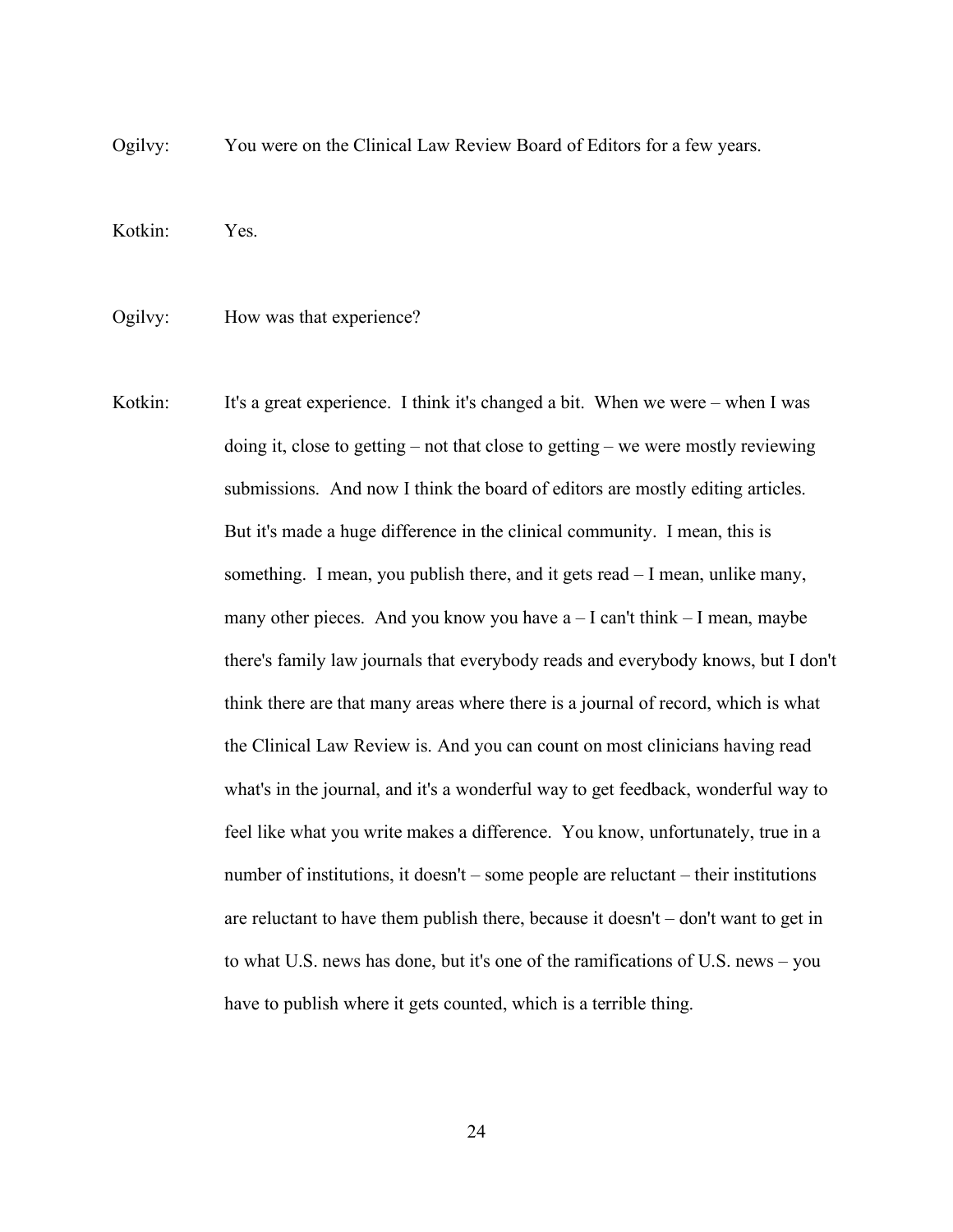Ogilvy: You were on the Clinical Law Review Board of Editors for a few years.

Kotkin: Yes.

Ogilvy: How was that experience?

Kotkin: It's a great experience. I think it's changed a bit. When we were – when I was doing it, close to getting – not that close to getting – we were mostly reviewing submissions. And now I think the board of editors are mostly editing articles. But it's made a huge difference in the clinical community. I mean, this is something. I mean, you publish there, and it gets read – I mean, unlike many, many other pieces. And you know you have a – I can't think – I mean, maybe there's family law journals that everybody reads and everybody knows, but I don't think there are that many areas where there is a journal of record, which is what the Clinical Law Review is. And you can count on most clinicians having read what's in the journal, and it's a wonderful way to get feedback, wonderful way to feel like what you write makes a difference. You know, unfortunately, true in a number of institutions, it doesn't – some people are reluctant – their institutions are reluctant to have them publish there, because it doesn't – don't want to get in to what U.S. news has done, but it's one of the ramifications of U.S. news – you have to publish where it gets counted, which is a terrible thing.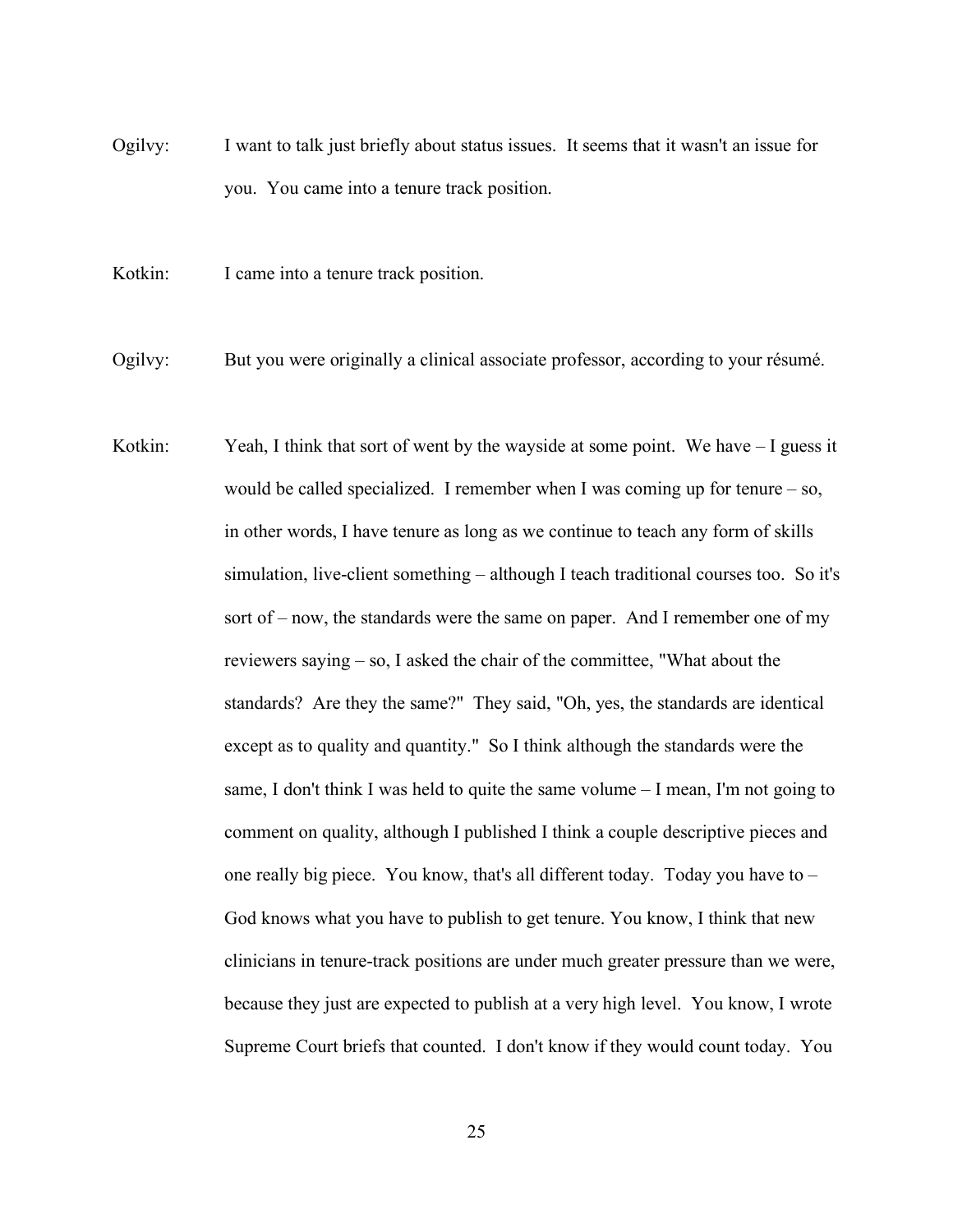Ogilvy: I want to talk just briefly about status issues. It seems that it wasn't an issue for you. You came into a tenure track position.

Kotkin: I came into a tenure track position.

Ogilvy: But you were originally a clinical associate professor, according to your résumé.

Kotkin: Yeah, I think that sort of went by the wayside at some point. We have – I guess it would be called specialized. I remember when I was coming up for tenure – so, in other words, I have tenure as long as we continue to teach any form of skills simulation, live-client something – although I teach traditional courses too. So it's sort of – now, the standards were the same on paper. And I remember one of my reviewers saying – so, I asked the chair of the committee, "What about the standards? Are they the same?" They said, "Oh, yes, the standards are identical except as to quality and quantity." So I think although the standards were the same, I don't think I was held to quite the same volume – I mean, I'm not going to comment on quality, although I published I think a couple descriptive pieces and one really big piece. You know, that's all different today. Today you have to – God knows what you have to publish to get tenure. You know, I think that new clinicians in tenure-track positions are under much greater pressure than we were, because they just are expected to publish at a very high level. You know, I wrote Supreme Court briefs that counted. I don't know if they would count today. You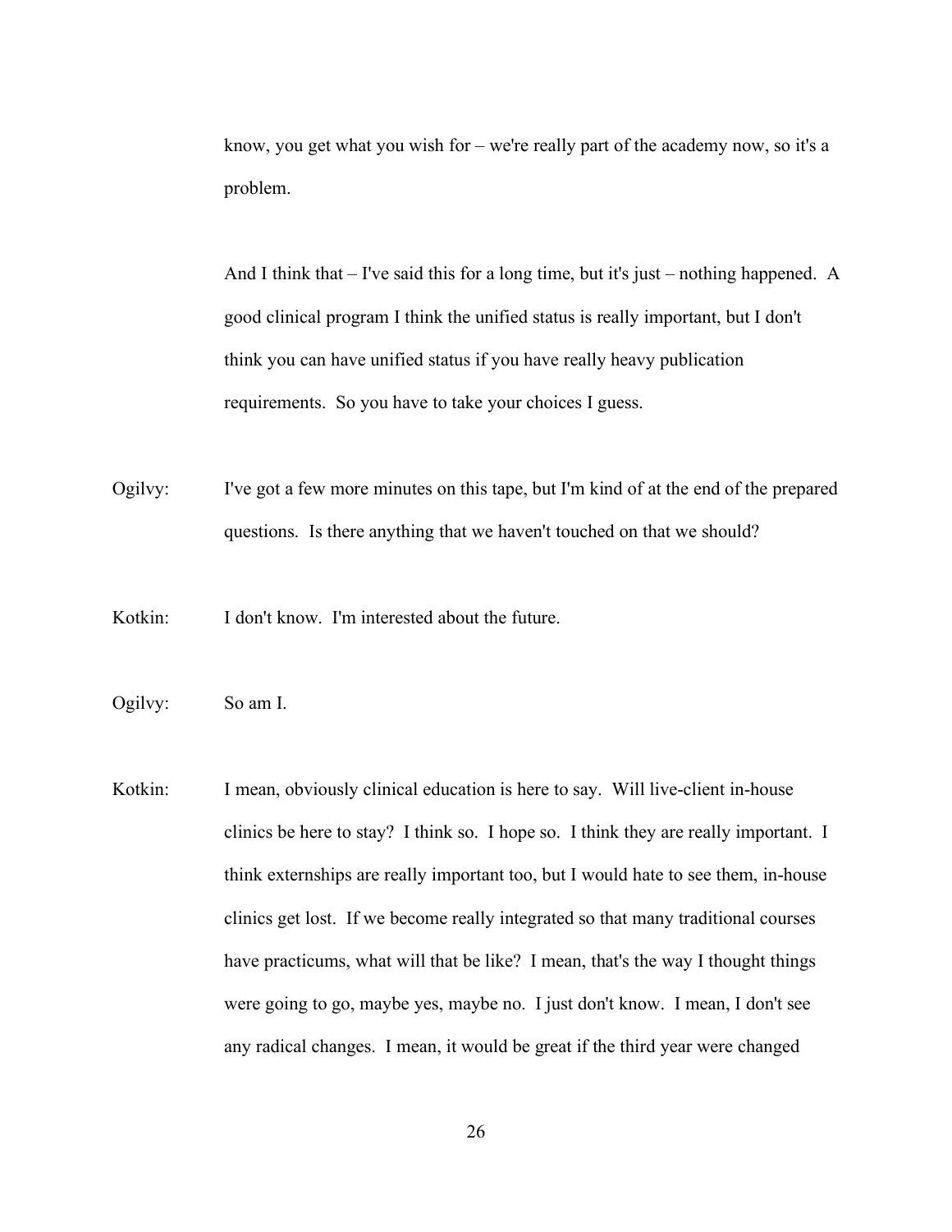know, you get what you wish for – we're really part of the academy now, so it's a problem.

And I think that – I've said this for a long time, but it's just – nothing happened. A good clinical program I think the unified status is really important, but I don't think you can have unified status if you have really heavy publication requirements. So you have to take your choices I guess.

Ogilvy: I've got a few more minutes on this tape, but I'm kind of at the end of the prepared questions. Is there anything that we haven't touched on that we should?

Kotkin: I don't know. I'm interested about the future.

Ogilvy: So am I.

Kotkin: I mean, obviously clinical education is here to say. Will live-client in-house clinics be here to stay? I think so. I hope so. I think they are really important. I think externships are really important too, but I would hate to see them, in-house clinics get lost. If we become really integrated so that many traditional courses have practicums, what will that be like? I mean, that's the way I thought things were going to go, maybe yes, maybe no. I just don't know. I mean, I don't see any radical changes. I mean, it would be great if the third year were changed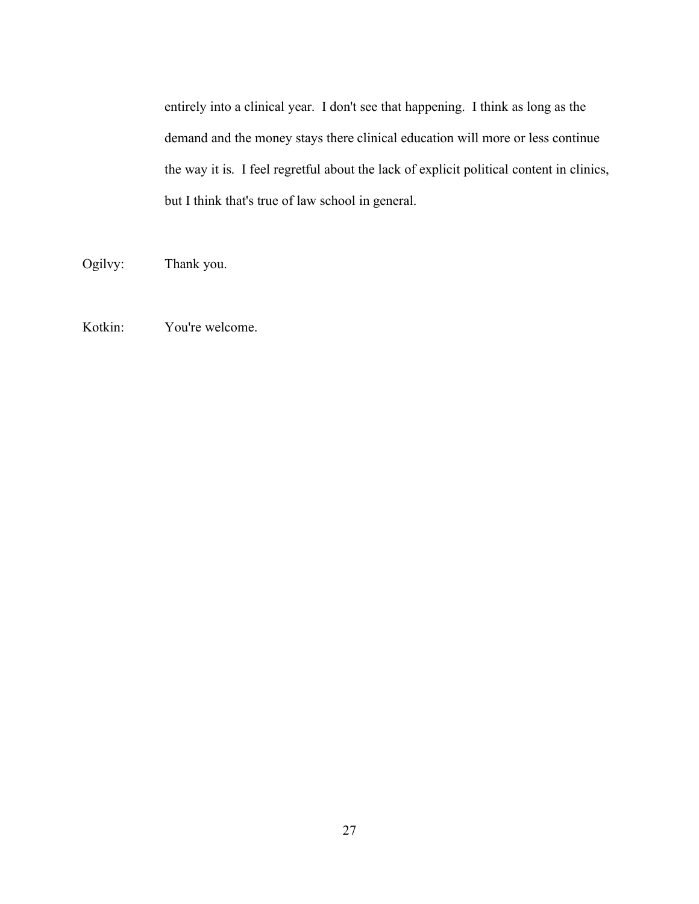entirely into a clinical year. I don't see that happening. I think as long as the demand and the money stays there clinical education will more or less continue the way it is. I feel regretful about the lack of explicit political content in clinics, but I think that's true of law school in general.

Ogilvy: Thank you.

Kotkin: You're welcome.